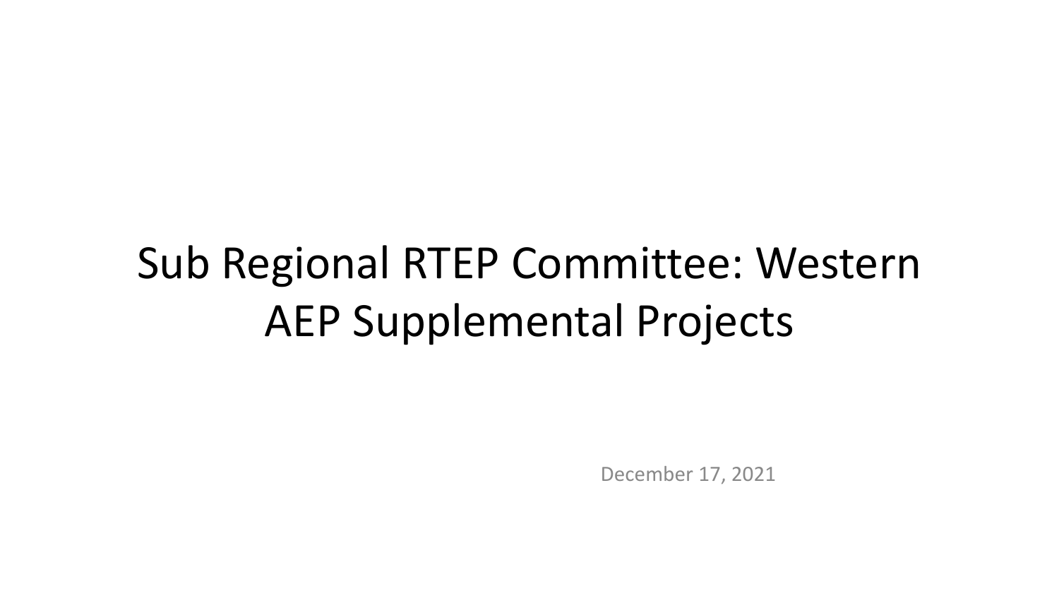# Sub Regional RTEP Committee: Western AEP Supplemental Projects

December 17, 2021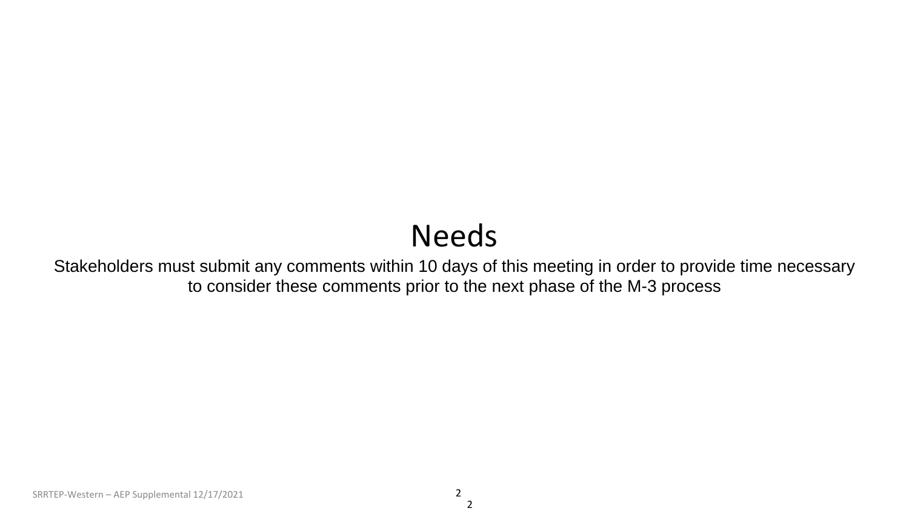# Needs

Stakeholders must submit any comments within 10 days of this meeting in order to provide time necessary to consider these comments prior to the next phase of the M-3 process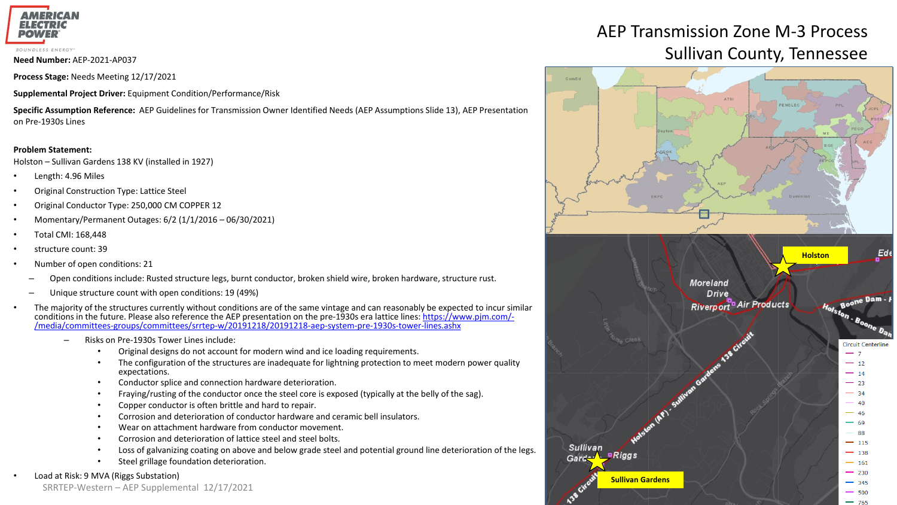# AEP Transmission Zone M-3 Process
## Sullivan County, Tennessee

**Need Number:** AEP-2021-AP037

**Process Stage:** Needs Meeting 12/17/2021

**Supplemental Project Driver:** Equipment Condition/Performance/Risk

**Specific Assumption Reference:** AEP Guidelines for Transmission Owner Identified Needs (AEP Assumptions Slide 13), AEP Presentation on Pre-1930s Lines

**Problem Statement:**

Holston – Sullivan Gardens 138 KV (installed in 1927)

- Length: 4.96 Miles
- Original Construction Type: Lattice Steel
- Original Conductor Type: 250,000 CM COPPER 12
- Momentary/Permanent Outages: 6/2 (1/1/2016 – 06/30/2021)
- Total CMI: 168,448
- structure count: 39
- Number of open conditions: 21
  - Open conditions include: Rusted structure legs, burnt conductor, broken shield wire, broken hardware, structure rust.
  - Unique structure count with open conditions: 19 (49%)
- The majority of the structures currently without conditions are of the same vintage and can reasonably be expected to incur similar conditions in the future. Please also reference the AEP presentation on the pre-1930s era lattice lines: https://www.pjm.com/-/media/committees-groups/committees/srrtep-w/20191218/20191218-aep-system-pre-1930s-tower-lines.ashx
  - Risks on Pre-1930s Tower Lines include:
    - Original designs do not account for modern wind and ice loading requirements.
    - The configuration of the structures are inadequate for lightning protection to meet modern power quality expectations.
    - Conductor splice and connection hardware deterioration.
    - Fraying/rusting of the conductor once the steel core is exposed (typically at the belly of the sag).
    - Copper conductor is often brittle and hard to repair.
    - Corrosion and deterioration of conductor hardware and ceramic bell insulators.
    - Wear on attachment hardware from conductor movement.
    - Corrosion and deterioration of lattice steel and steel bolts.
    - Loss of galvanizing coating on above and below grade steel and potential ground line deterioration of the legs.
    - Steel grillage foundation deterioration.
- Load at Risk: 9 MVA (Riggs Substation)

SRRTEP-Western – AEP Supplemental 12/17/2021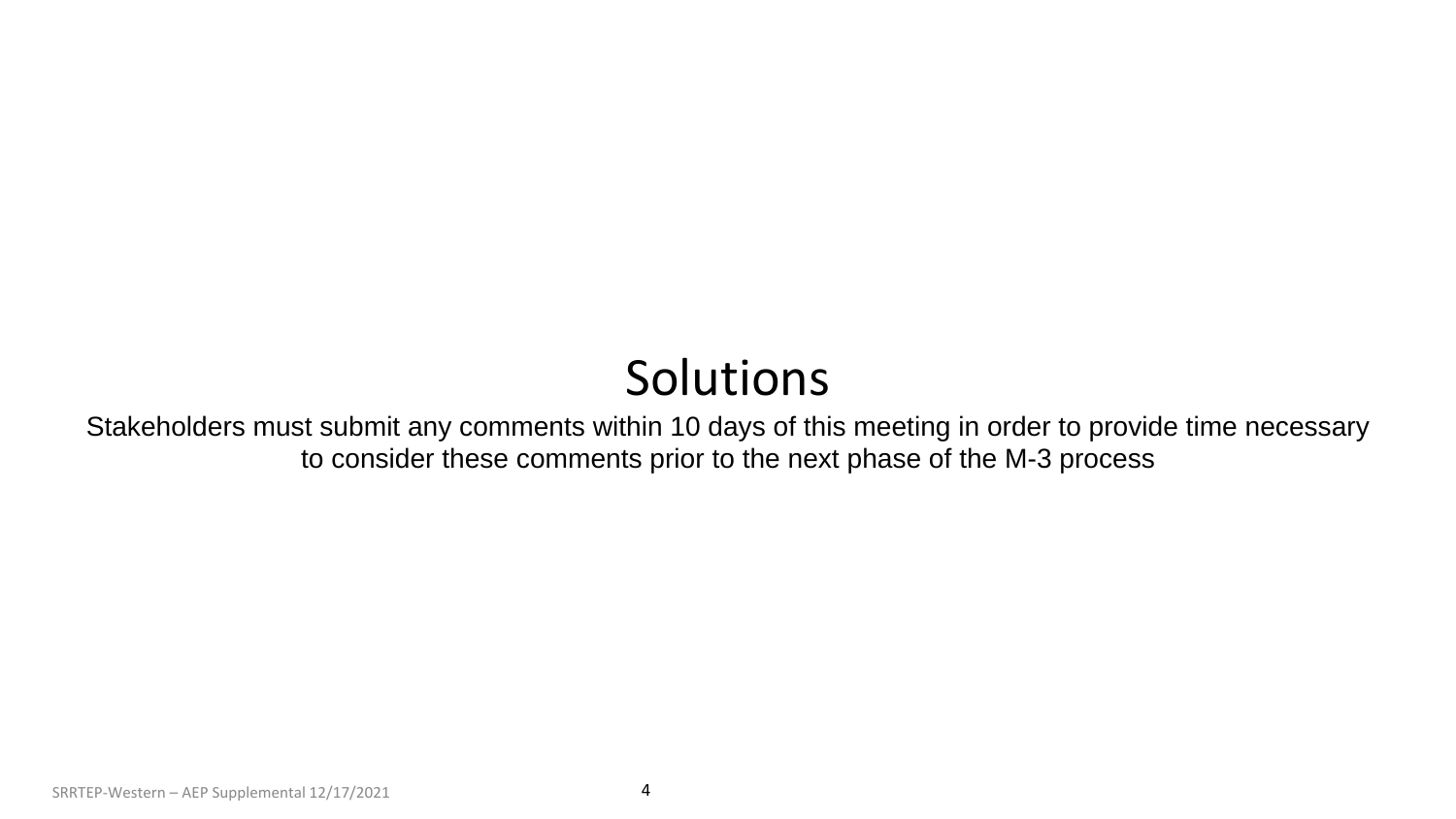# Solutions

Stakeholders must submit any comments within 10 days of this meeting in order to provide time necessary to consider these comments prior to the next phase of the M-3 process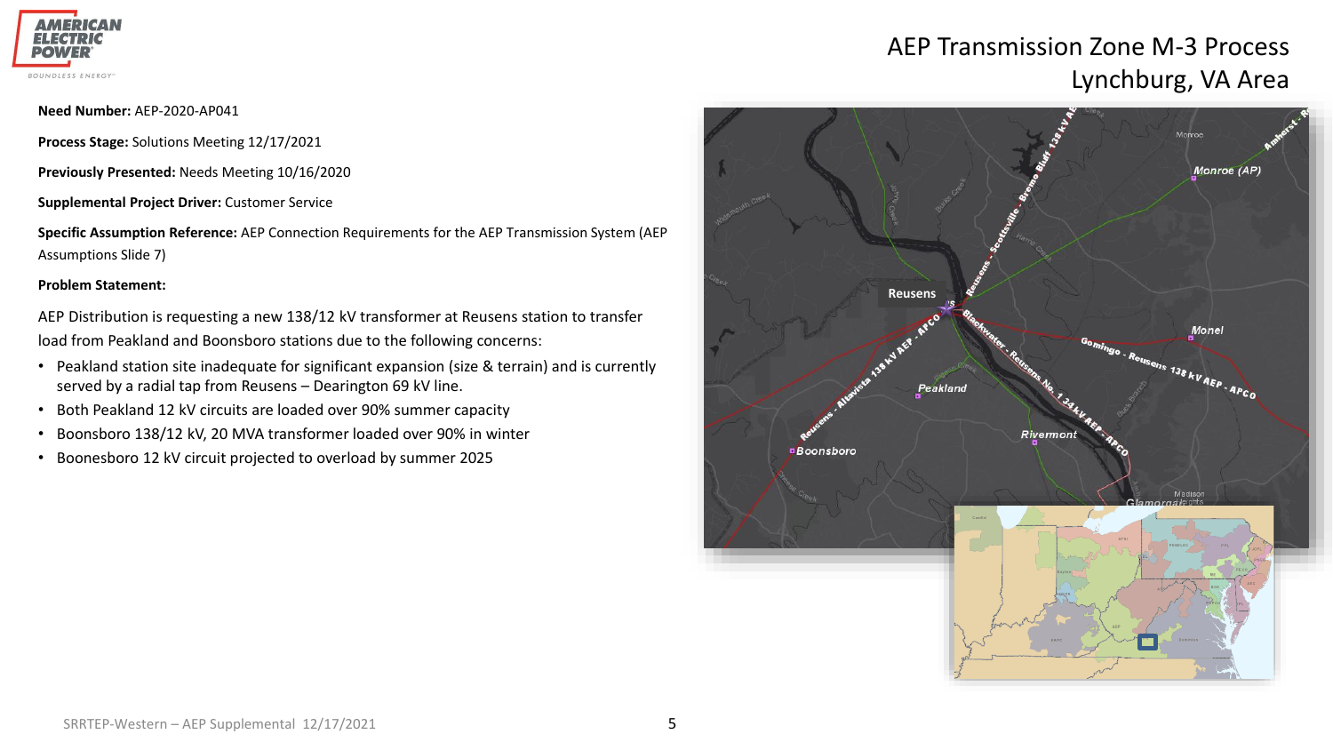# AEP Transmission Zone M-3 Process
## Lynchburg, VA Area

**Need Number:** AEP-2020-AP041

**Process Stage:** Solutions Meeting 12/17/2021

**Previously Presented:** Needs Meeting 10/16/2020

**Supplemental Project Driver:** Customer Service

**Specific Assumption Reference:** AEP Connection Requirements for the AEP Transmission System (AEP Assumptions Slide 7)

**Problem Statement:**

AEP Distribution is requesting a new 138/12 kV transformer at Reusens station to transfer load from Peakland and Boonsboro stations due to the following concerns:

- Peakland station site inadequate for significant expansion (size & terrain) and is currently served by a radial tap from Reusens – Dearington 69 kV line.
- Both Peakland 12 kV circuits are loaded over 90% summer capacity
- Boonsboro 138/12 kV, 20 MVA transformer loaded over 90% in winter
- Boonesboro 12 kV circuit projected to overload by summer 2025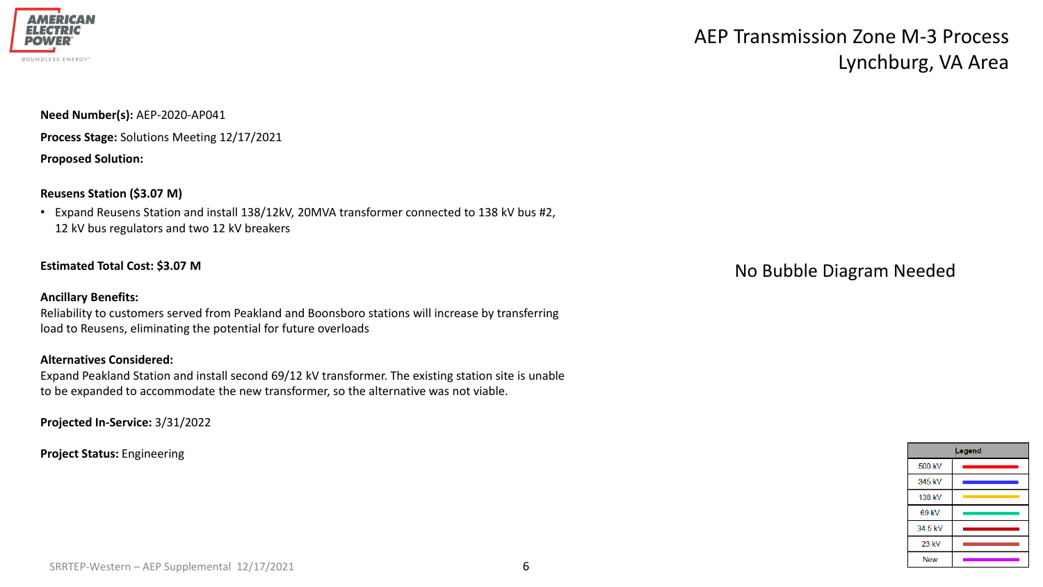# AEP Transmission Zone M-3 Process
## Lynchburg, VA Area

**Need Number(s):** AEP-2020-AP041

**Process Stage:** Solutions Meeting 12/17/2021

**Proposed Solution:**

**Reusens Station ($3.07 M)**

- Expand Reusens Station and install 138/12kV, 20MVA transformer connected to 138 kV bus #2, 12 kV bus regulators and two 12 kV breakers

**Estimated Total Cost: $3.07 M**

**Ancillary Benefits:**
Reliability to customers served from Peakland and Boonsboro stations will increase by transferring load to Reusens, eliminating the potential for future overloads

**Alternatives Considered:**
Expand Peakland Station and install second 69/12 kV transformer. The existing station site is unable to be expanded to accommodate the new transformer, so the alternative was not viable.

**Projected In-Service:** 3/31/2022

**Project Status:** Engineering

No Bubble Diagram Needed

| Legend | |
|---|---|
| 500 kV | red |
| 345 kV | blue |
| 138 kV | orange |
| 69 kV | green |
| 34.5 kV | dark red |
| 23 kV | brown |
| New | magenta |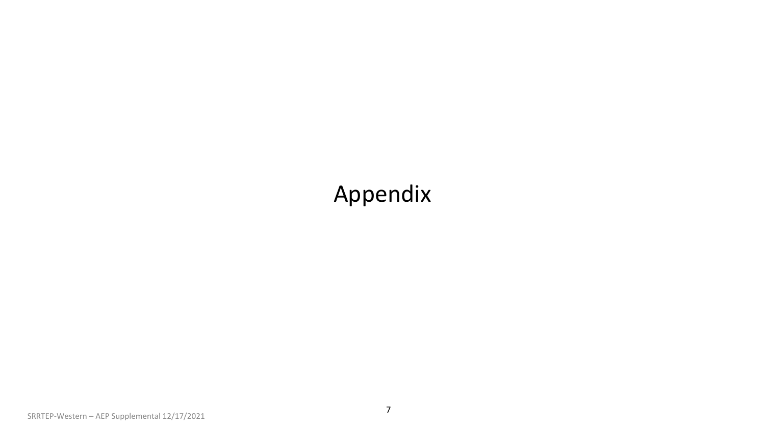# Appendix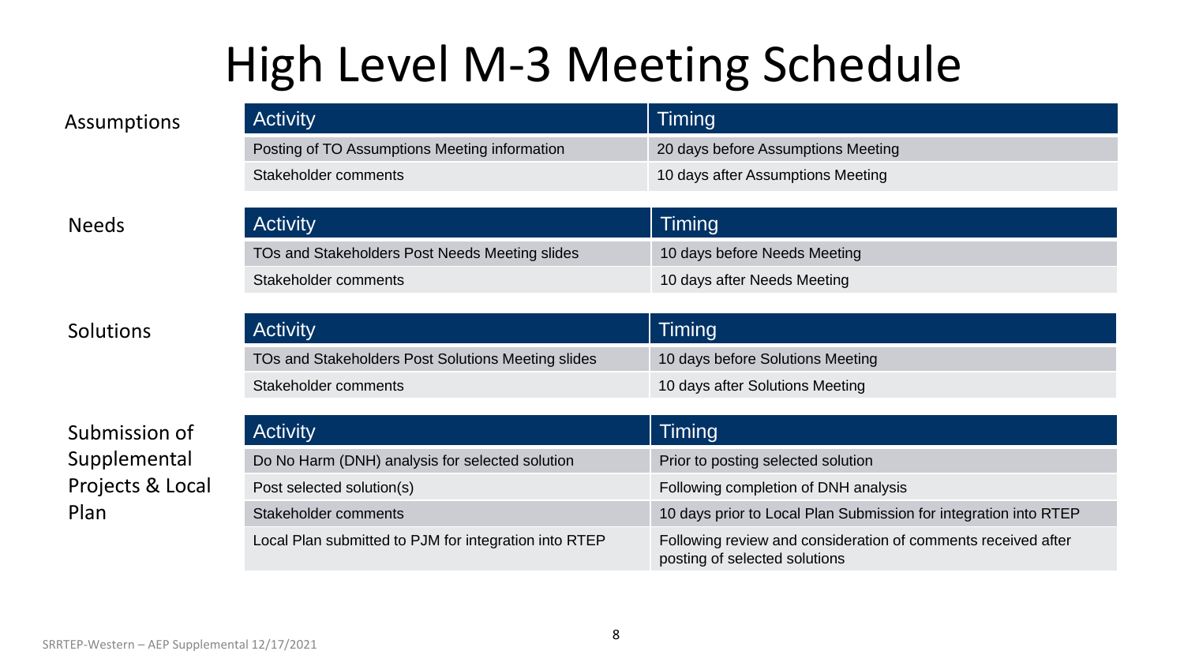# High Level M-3 Meeting Schedule

**Assumptions**

| Activity | Timing |
|---|---|
| Posting of TO Assumptions Meeting information | 20 days before Assumptions Meeting |
| Stakeholder comments | 10 days after Assumptions Meeting |

**Needs**

| Activity | Timing |
|---|---|
| TOs and Stakeholders Post Needs Meeting slides | 10 days before Needs Meeting |
| Stakeholder comments | 10 days after Needs Meeting |

**Solutions**

| Activity | Timing |
|---|---|
| TOs and Stakeholders Post Solutions Meeting slides | 10 days before Solutions Meeting |
| Stakeholder comments | 10 days after Solutions Meeting |

**Submission of Supplemental Projects & Local Plan**

| Activity | Timing |
|---|---|
| Do No Harm (DNH) analysis for selected solution | Prior to posting selected solution |
| Post selected solution(s) | Following completion of DNH analysis |
| Stakeholder comments | 10 days prior to Local Plan Submission for integration into RTEP |
| Local Plan submitted to PJM for integration into RTEP | Following review and consideration of comments received after posting of selected solutions |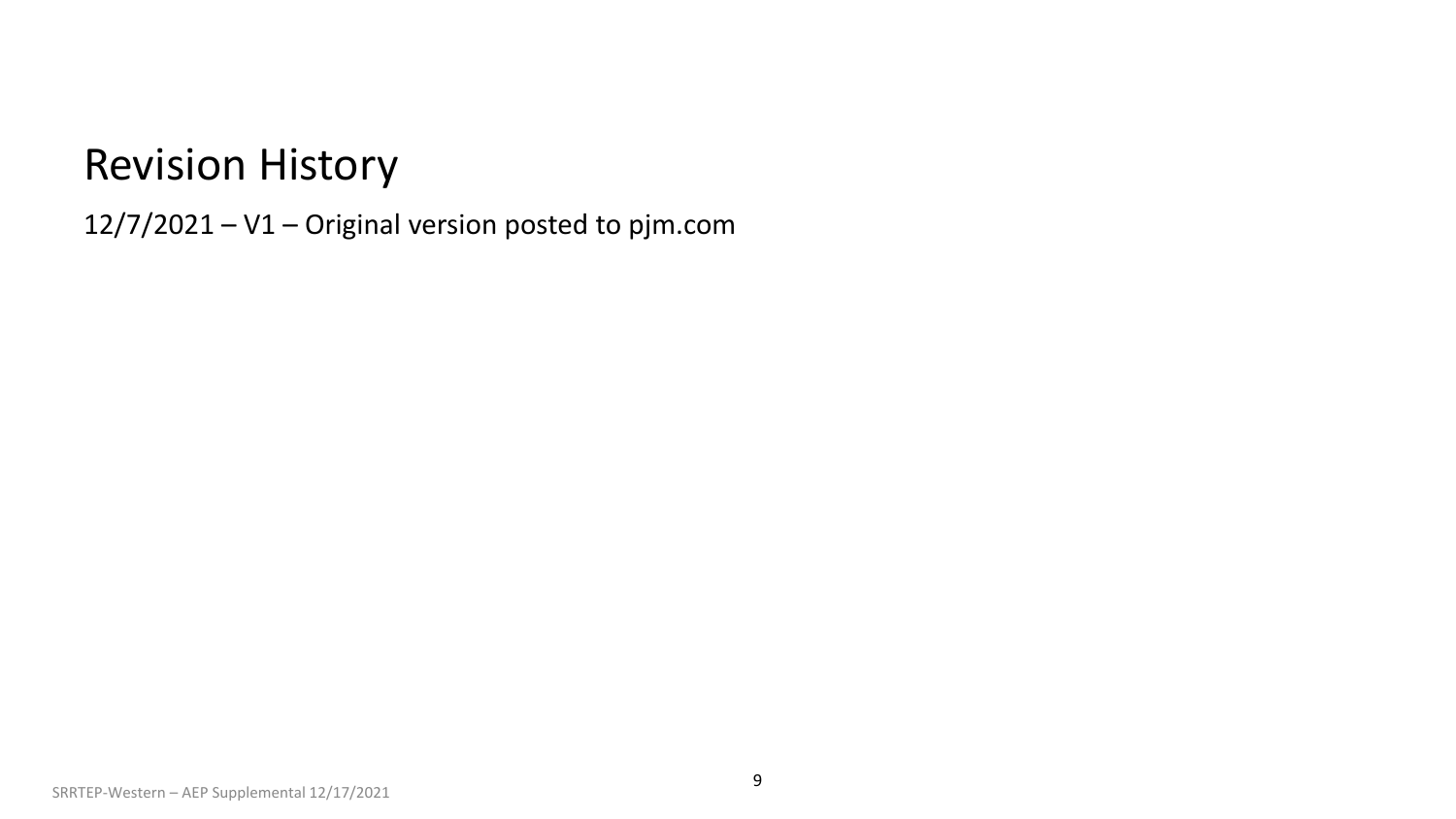# Revision History

12/7/2021 – V1 – Original version posted to pjm.com